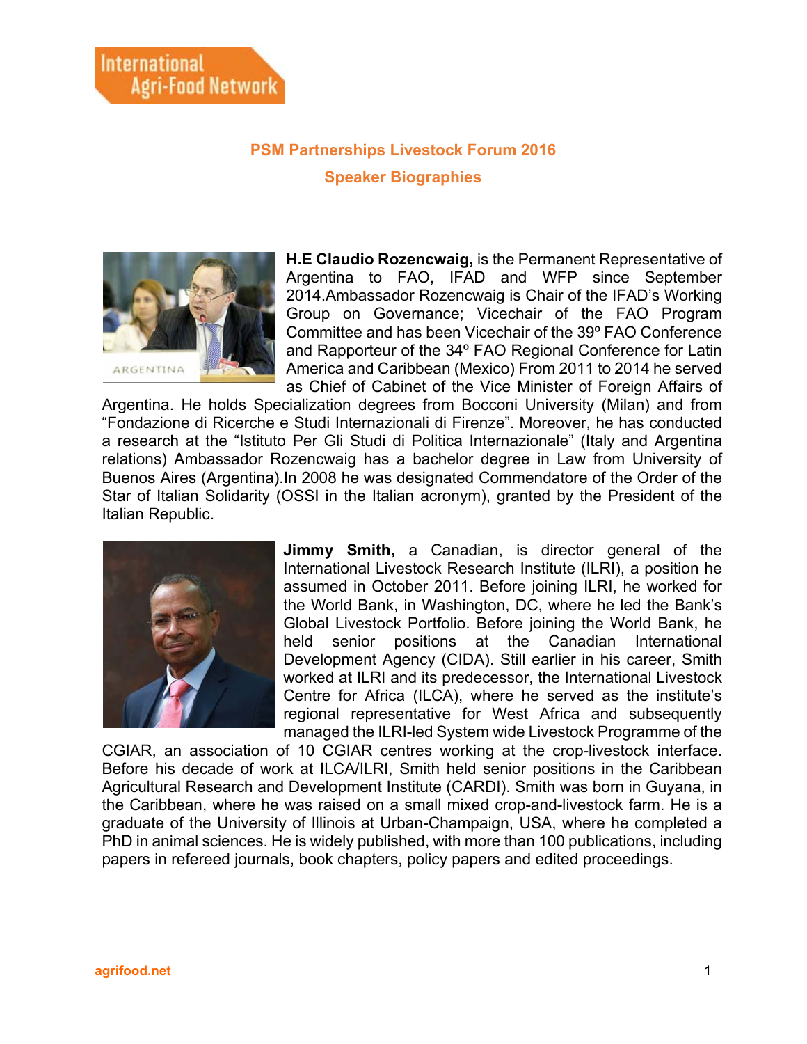# PSM Partnerships Livestock Forum 2016

## Speaker Biographies

**H.E Claudio Rozencwaig,** is the Permanent Representative of Argentina to FAO, IFAD and WFP since September 2014.Ambassador Rozencwaig is Chair of the IFAD's Working Group on Governance; Vicechair of the FAO Program Committee and has been Vicechair of the 39º FAO Conference and Rapporteur of the 34º FAO Regional Conference for Latin America and Caribbean (Mexico) From 2011 to 2014 he served as Chief of Cabinet of the Vice Minister of Foreign Affairs of Argentina. He holds Specialization degrees from Bocconi University (Milan) and from "Fondazione di Ricerche e Studi Internazionali di Firenze". Moreover, he has conducted a research at the "Istituto Per Gli Studi di Politica Internazionale" (Italy and Argentina relations) Ambassador Rozencwaig has a bachelor degree in Law from University of Buenos Aires (Argentina).In 2008 he was designated Commendatore of the Order of the Star of Italian Solidarity (OSSI in the Italian acronym), granted by the President of the Italian Republic.

**Jimmy Smith,** a Canadian, is director general of the International Livestock Research Institute (ILRI), a position he assumed in October 2011. Before joining ILRI, he worked for the World Bank, in Washington, DC, where he led the Bank's Global Livestock Portfolio. Before joining the World Bank, he held senior positions at the Canadian International Development Agency (CIDA). Still earlier in his career, Smith worked at ILRI and its predecessor, the International Livestock Centre for Africa (ILCA), where he served as the institute's regional representative for West Africa and subsequently managed the ILRI-led System wide Livestock Programme of the CGIAR, an association of 10 CGIAR centres working at the crop-livestock interface. Before his decade of work at ILCA/ILRI, Smith held senior positions in the Caribbean Agricultural Research and Development Institute (CARDI). Smith was born in Guyana, in the Caribbean, where he was raised on a small mixed crop-and-livestock farm. He is a graduate of the University of Illinois at Urban-Champaign, USA, where he completed a PhD in animal sciences. He is widely published, with more than 100 publications, including papers in refereed journals, book chapters, policy papers and edited proceedings.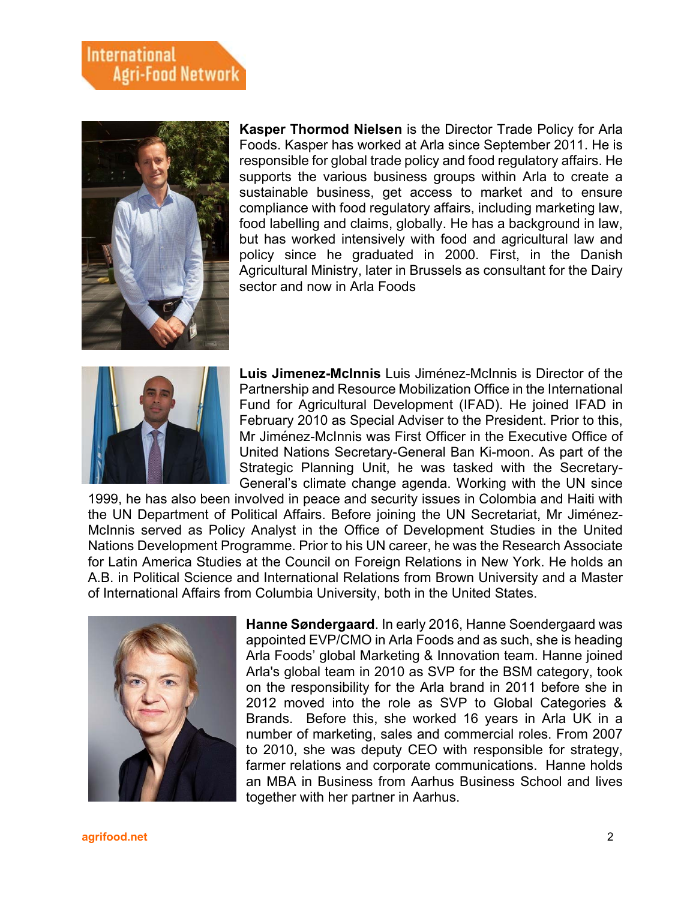**Kasper Thormod Nielsen** is the Director Trade Policy for Arla Foods. Kasper has worked at Arla since September 2011. He is responsible for global trade policy and food regulatory affairs. He supports the various business groups within Arla to create a sustainable business, get access to market and to ensure compliance with food regulatory affairs, including marketing law, food labelling and claims, globally. He has a background in law, but has worked intensively with food and agricultural law and policy since he graduated in 2000. First, in the Danish Agricultural Ministry, later in Brussels as consultant for the Dairy sector and now in Arla Foods

**Luis Jimenez-McInnis** Luis Jiménez-McInnis is Director of the Partnership and Resource Mobilization Office in the International Fund for Agricultural Development (IFAD). He joined IFAD in February 2010 as Special Adviser to the President. Prior to this, Mr Jiménez-McInnis was First Officer in the Executive Office of United Nations Secretary-General Ban Ki-moon. As part of the Strategic Planning Unit, he was tasked with the Secretary-General's climate change agenda. Working with the UN since 1999, he has also been involved in peace and security issues in Colombia and Haiti with the UN Department of Political Affairs. Before joining the UN Secretariat, Mr Jiménez-McInnis served as Policy Analyst in the Office of Development Studies in the United Nations Development Programme. Prior to his UN career, he was the Research Associate for Latin America Studies at the Council on Foreign Relations in New York. He holds an A.B. in Political Science and International Relations from Brown University and a Master of International Affairs from Columbia University, both in the United States.

**Hanne Søndergaard**. In early 2016, Hanne Soendergaard was appointed EVP/CMO in Arla Foods and as such, she is heading Arla Foods' global Marketing & Innovation team. Hanne joined Arla's global team in 2010 as SVP for the BSM category, took on the responsibility for the Arla brand in 2011 before she in 2012 moved into the role as SVP to Global Categories & Brands. Before this, she worked 16 years in Arla UK in a number of marketing, sales and commercial roles. From 2007 to 2010, she was deputy CEO with responsible for strategy, farmer relations and corporate communications. Hanne holds an MBA in Business from Aarhus Business School and lives together with her partner in Aarhus.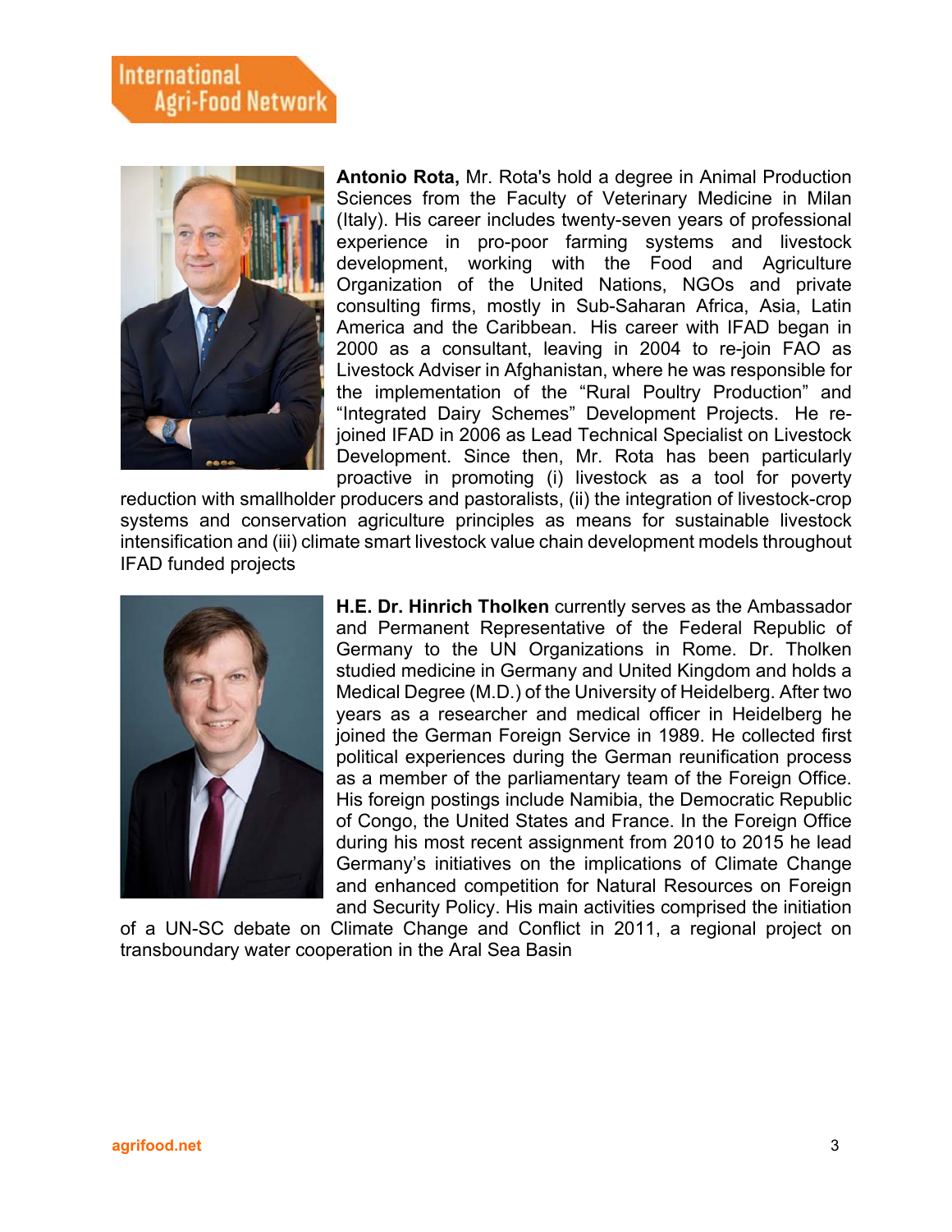**Antonio Rota,** Mr. Rota's hold a degree in Animal Production Sciences from the Faculty of Veterinary Medicine in Milan (Italy). His career includes twenty-seven years of professional experience in pro-poor farming systems and livestock development, working with the Food and Agriculture Organization of the United Nations, NGOs and private consulting firms, mostly in Sub-Saharan Africa, Asia, Latin America and the Caribbean. His career with IFAD began in 2000 as a consultant, leaving in 2004 to re-join FAO as Livestock Adviser in Afghanistan, where he was responsible for the implementation of the "Rural Poultry Production" and "Integrated Dairy Schemes" Development Projects. He re-joined IFAD in 2006 as Lead Technical Specialist on Livestock Development. Since then, Mr. Rota has been particularly proactive in promoting (i) livestock as a tool for poverty reduction with smallholder producers and pastoralists, (ii) the integration of livestock-crop systems and conservation agriculture principles as means for sustainable livestock intensification and (iii) climate smart livestock value chain development models throughout IFAD funded projects

**H.E. Dr. Hinrich Tholken** currently serves as the Ambassador and Permanent Representative of the Federal Republic of Germany to the UN Organizations in Rome. Dr. Tholken studied medicine in Germany and United Kingdom and holds a Medical Degree (M.D.) of the University of Heidelberg. After two years as a researcher and medical officer in Heidelberg he joined the German Foreign Service in 1989. He collected first political experiences during the German reunification process as a member of the parliamentary team of the Foreign Office. His foreign postings include Namibia, the Democratic Republic of Congo, the United States and France. In the Foreign Office during his most recent assignment from 2010 to 2015 he lead Germany's initiatives on the implications of Climate Change and enhanced competition for Natural Resources on Foreign and Security Policy. His main activities comprised the initiation of a UN-SC debate on Climate Change and Conflict in 2011, a regional project on transboundary water cooperation in the Aral Sea Basin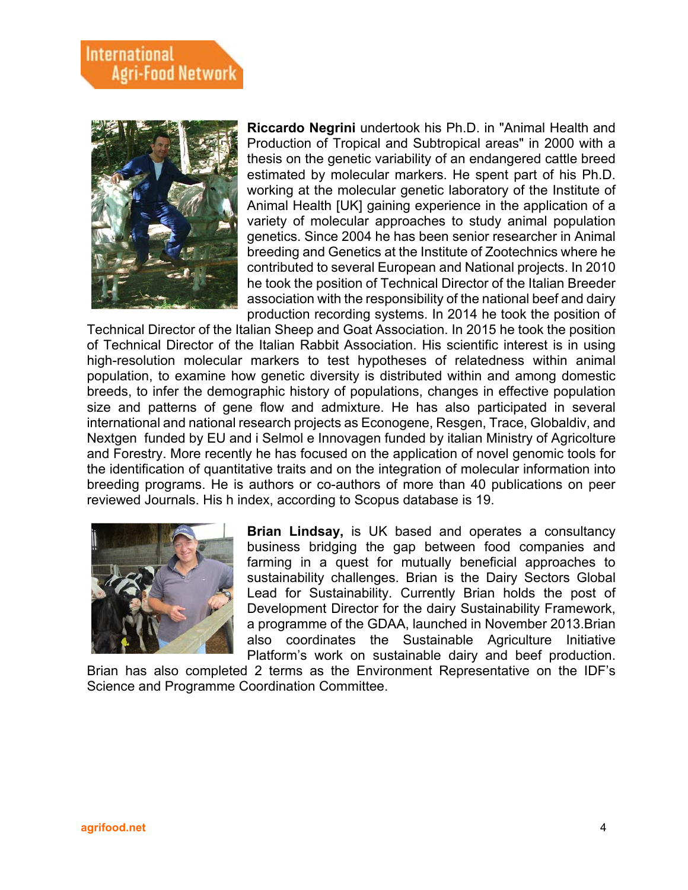**Riccardo Negrini** undertook his Ph.D. in "Animal Health and Production of Tropical and Subtropical areas" in 2000 with a thesis on the genetic variability of an endangered cattle breed estimated by molecular markers. He spent part of his Ph.D. working at the molecular genetic laboratory of the Institute of Animal Health [UK] gaining experience in the application of a variety of molecular approaches to study animal population genetics. Since 2004 he has been senior researcher in Animal breeding and Genetics at the Institute of Zootechnics where he contributed to several European and National projects. In 2010 he took the position of Technical Director of the Italian Breeder association with the responsibility of the national beef and dairy production recording systems. In 2014 he took the position of Technical Director of the Italian Sheep and Goat Association. In 2015 he took the position of Technical Director of the Italian Rabbit Association. His scientific interest is in using high-resolution molecular markers to test hypotheses of relatedness within animal population, to examine how genetic diversity is distributed within and among domestic breeds, to infer the demographic history of populations, changes in effective population size and patterns of gene flow and admixture. He has also participated in several international and national research projects as Econogene, Resgen, Trace, Globaldiv, and Nextgen funded by EU and i Selmol e Innovagen funded by italian Ministry of Agricolture and Forestry. More recently he has focused on the application of novel genomic tools for the identification of quantitative traits and on the integration of molecular information into breeding programs. He is authors or co-authors of more than 40 publications on peer reviewed Journals. His h index, according to Scopus database is 19.

**Brian Lindsay,** is UK based and operates a consultancy business bridging the gap between food companies and farming in a quest for mutually beneficial approaches to sustainability challenges. Brian is the Dairy Sectors Global Lead for Sustainability. Currently Brian holds the post of Development Director for the dairy Sustainability Framework, a programme of the GDAA, launched in November 2013.Brian also coordinates the Sustainable Agriculture Initiative Platform's work on sustainable dairy and beef production. Brian has also completed 2 terms as the Environment Representative on the IDF's Science and Programme Coordination Committee.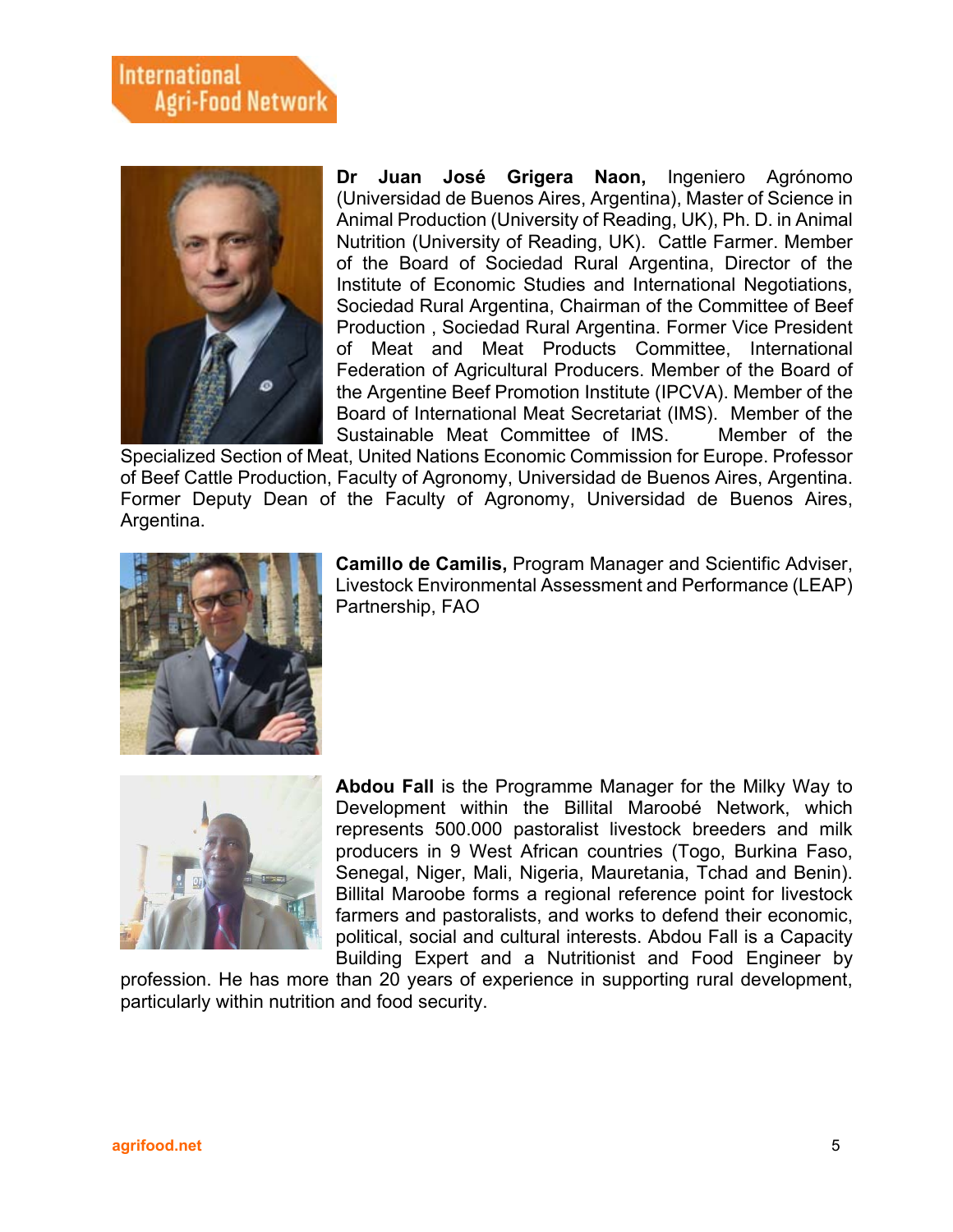**Dr Juan José Grigera Naon,** Ingeniero Agrónomo (Universidad de Buenos Aires, Argentina), Master of Science in Animal Production (University of Reading, UK), Ph. D. in Animal Nutrition (University of Reading, UK). Cattle Farmer. Member of the Board of Sociedad Rural Argentina, Director of the Institute of Economic Studies and International Negotiations, Sociedad Rural Argentina, Chairman of the Committee of Beef Production , Sociedad Rural Argentina. Former Vice President of Meat and Meat Products Committee, International Federation of Agricultural Producers. Member of the Board of the Argentine Beef Promotion Institute (IPCVA). Member of the Board of International Meat Secretariat (IMS). Member of the Sustainable Meat Committee of IMS. Member of the Specialized Section of Meat, United Nations Economic Commission for Europe. Professor of Beef Cattle Production, Faculty of Agronomy, Universidad de Buenos Aires, Argentina. Former Deputy Dean of the Faculty of Agronomy, Universidad de Buenos Aires, Argentina.

**Camillo de Camilis,** Program Manager and Scientific Adviser, Livestock Environmental Assessment and Performance (LEAP) Partnership, FAO

**Abdou Fall** is the Programme Manager for the Milky Way to Development within the Billital Maroobé Network, which represents 500.000 pastoralist livestock breeders and milk producers in 9 West African countries (Togo, Burkina Faso, Senegal, Niger, Mali, Nigeria, Mauretania, Tchad and Benin). Billital Maroobe forms a regional reference point for livestock farmers and pastoralists, and works to defend their economic, political, social and cultural interests. Abdou Fall is a Capacity Building Expert and a Nutritionist and Food Engineer by profession. He has more than 20 years of experience in supporting rural development, particularly within nutrition and food security.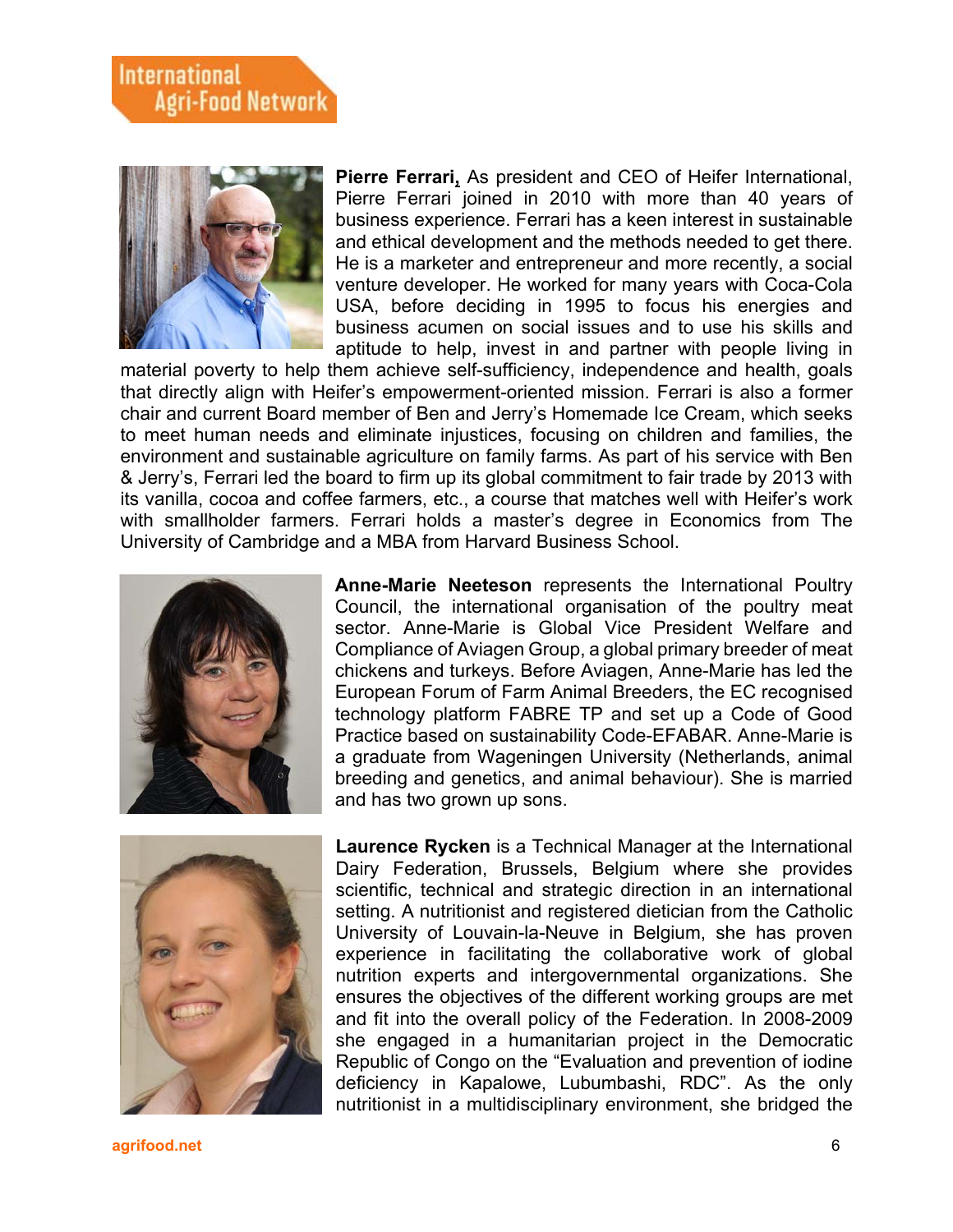**Pierre Ferrari**, As president and CEO of Heifer International, Pierre Ferrari joined in 2010 with more than 40 years of business experience. Ferrari has a keen interest in sustainable and ethical development and the methods needed to get there. He is a marketer and entrepreneur and more recently, a social venture developer. He worked for many years with Coca-Cola USA, before deciding in 1995 to focus his energies and business acumen on social issues and to use his skills and aptitude to help, invest in and partner with people living in material poverty to help them achieve self-sufficiency, independence and health, goals that directly align with Heifer's empowerment-oriented mission. Ferrari is also a former chair and current Board member of Ben and Jerry's Homemade Ice Cream, which seeks to meet human needs and eliminate injustices, focusing on children and families, the environment and sustainable agriculture on family farms. As part of his service with Ben & Jerry's, Ferrari led the board to firm up its global commitment to fair trade by 2013 with its vanilla, cocoa and coffee farmers, etc., a course that matches well with Heifer's work with smallholder farmers. Ferrari holds a master's degree in Economics from The University of Cambridge and a MBA from Harvard Business School.

**Anne-Marie Neeteson** represents the International Poultry Council, the international organisation of the poultry meat sector. Anne-Marie is Global Vice President Welfare and Compliance of Aviagen Group, a global primary breeder of meat chickens and turkeys. Before Aviagen, Anne-Marie has led the European Forum of Farm Animal Breeders, the EC recognised technology platform FABRE TP and set up a Code of Good Practice based on sustainability Code-EFABAR. Anne-Marie is a graduate from Wageningen University (Netherlands, animal breeding and genetics, and animal behaviour). She is married and has two grown up sons.

**Laurence Rycken** is a Technical Manager at the International Dairy Federation, Brussels, Belgium where she provides scientific, technical and strategic direction in an international setting. A nutritionist and registered dietician from the Catholic University of Louvain-la-Neuve in Belgium, she has proven experience in facilitating the collaborative work of global nutrition experts and intergovernmental organizations. She ensures the objectives of the different working groups are met and fit into the overall policy of the Federation. In 2008-2009 she engaged in a humanitarian project in the Democratic Republic of Congo on the "Evaluation and prevention of iodine deficiency in Kapalowe, Lubumbashi, RDC". As the only nutritionist in a multidisciplinary environment, she bridged the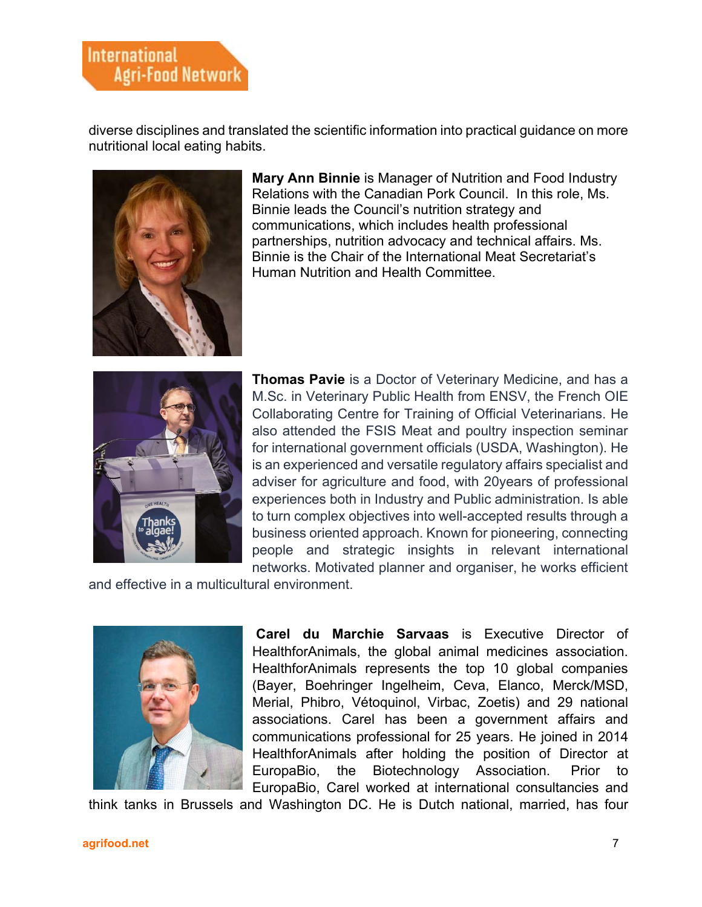diverse disciplines and translated the scientific information into practical guidance on more nutritional local eating habits.

**Mary Ann Binnie** is Manager of Nutrition and Food Industry Relations with the Canadian Pork Council. In this role, Ms. Binnie leads the Council's nutrition strategy and communications, which includes health professional partnerships, nutrition advocacy and technical affairs. Ms. Binnie is the Chair of the International Meat Secretariat's Human Nutrition and Health Committee.

**Thomas Pavie** is a Doctor of Veterinary Medicine, and has a M.Sc. in Veterinary Public Health from ENSV, the French OIE Collaborating Centre for Training of Official Veterinarians. He also attended the FSIS Meat and poultry inspection seminar for international government officials (USDA, Washington). He is an experienced and versatile regulatory affairs specialist and adviser for agriculture and food, with 20years of professional experiences both in Industry and Public administration. Is able to turn complex objectives into well-accepted results through a business oriented approach. Known for pioneering, connecting people and strategic insights in relevant international networks. Motivated planner and organiser, he works efficient and effective in a multicultural environment.

**Carel du Marchie Sarvaas** is Executive Director of HealthforAnimals, the global animal medicines association. HealthforAnimals represents the top 10 global companies (Bayer, Boehringer Ingelheim, Ceva, Elanco, Merck/MSD, Merial, Phibro, Vétoquinol, Virbac, Zoetis) and 29 national associations. Carel has been a government affairs and communications professional for 25 years. He joined in 2014 HealthforAnimals after holding the position of Director at EuropaBio, the Biotechnology Association. Prior to EuropaBio, Carel worked at international consultancies and think tanks in Brussels and Washington DC. He is Dutch national, married, has four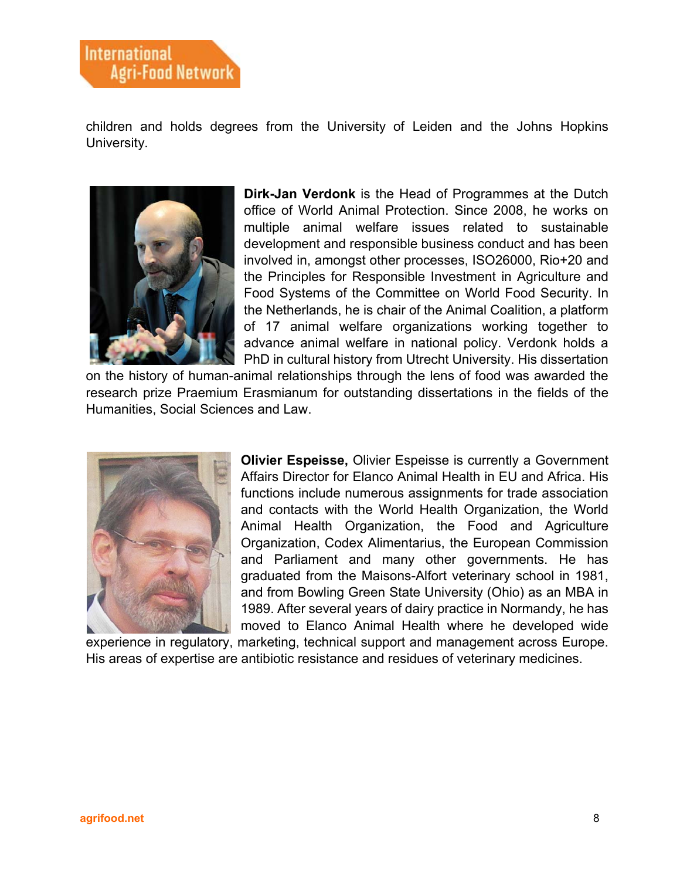children and holds degrees from the University of Leiden and the Johns Hopkins University.

**Dirk-Jan Verdonk** is the Head of Programmes at the Dutch office of World Animal Protection. Since 2008, he works on multiple animal welfare issues related to sustainable development and responsible business conduct and has been involved in, amongst other processes, ISO26000, Rio+20 and the Principles for Responsible Investment in Agriculture and Food Systems of the Committee on World Food Security. In the Netherlands, he is chair of the Animal Coalition, a platform of 17 animal welfare organizations working together to advance animal welfare in national policy. Verdonk holds a PhD in cultural history from Utrecht University. His dissertation on the history of human-animal relationships through the lens of food was awarded the research prize Praemium Erasmianum for outstanding dissertations in the fields of the Humanities, Social Sciences and Law.

**Olivier Espeisse,** Olivier Espeisse is currently a Government Affairs Director for Elanco Animal Health in EU and Africa. His functions include numerous assignments for trade association and contacts with the World Health Organization, the World Animal Health Organization, the Food and Agriculture Organization, Codex Alimentarius, the European Commission and Parliament and many other governments. He has graduated from the Maisons-Alfort veterinary school in 1981, and from Bowling Green State University (Ohio) as an MBA in 1989. After several years of dairy practice in Normandy, he has moved to Elanco Animal Health where he developed wide experience in regulatory, marketing, technical support and management across Europe. His areas of expertise are antibiotic resistance and residues of veterinary medicines.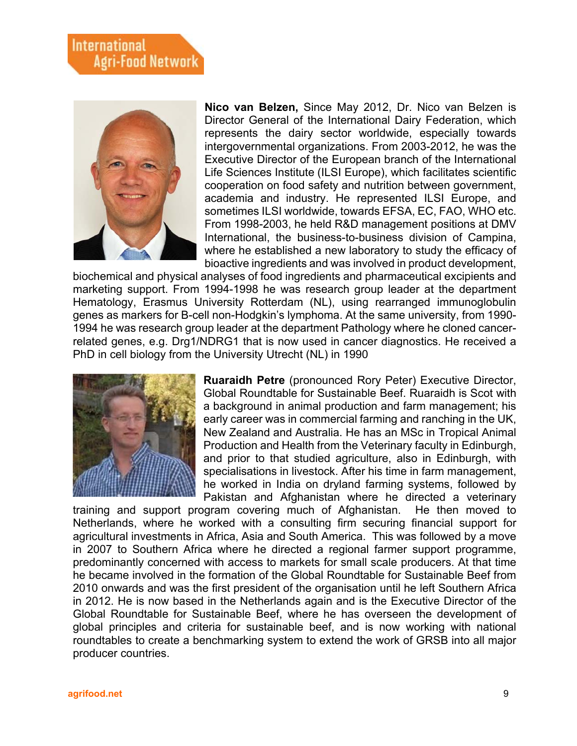**Nico van Belzen,** Since May 2012, Dr. Nico van Belzen is Director General of the International Dairy Federation, which represents the dairy sector worldwide, especially towards intergovernmental organizations. From 2003-2012, he was the Executive Director of the European branch of the International Life Sciences Institute (ILSI Europe), which facilitates scientific cooperation on food safety and nutrition between government, academia and industry. He represented ILSI Europe, and sometimes ILSI worldwide, towards EFSA, EC, FAO, WHO etc. From 1998-2003, he held R&D management positions at DMV International, the business-to-business division of Campina, where he established a new laboratory to study the efficacy of bioactive ingredients and was involved in product development, biochemical and physical analyses of food ingredients and pharmaceutical excipients and marketing support. From 1994-1998 he was research group leader at the department Hematology, Erasmus University Rotterdam (NL), using rearranged immunoglobulin genes as markers for B-cell non-Hodgkin's lymphoma. At the same university, from 1990-1994 he was research group leader at the department Pathology where he cloned cancer-related genes, e.g. Drg1/NDRG1 that is now used in cancer diagnostics. He received a PhD in cell biology from the University Utrecht (NL) in 1990

**Ruaraidh Petre** (pronounced Rory Peter) Executive Director, Global Roundtable for Sustainable Beef. Ruaraidh is Scot with a background in animal production and farm management; his early career was in commercial farming and ranching in the UK, New Zealand and Australia. He has an MSc in Tropical Animal Production and Health from the Veterinary faculty in Edinburgh, and prior to that studied agriculture, also in Edinburgh, with specialisations in livestock. After his time in farm management, he worked in India on dryland farming systems, followed by Pakistan and Afghanistan where he directed a veterinary training and support program covering much of Afghanistan. He then moved to Netherlands, where he worked with a consulting firm securing financial support for agricultural investments in Africa, Asia and South America. This was followed by a move in 2007 to Southern Africa where he directed a regional farmer support programme, predominantly concerned with access to markets for small scale producers. At that time he became involved in the formation of the Global Roundtable for Sustainable Beef from 2010 onwards and was the first president of the organisation until he left Southern Africa in 2012. He is now based in the Netherlands again and is the Executive Director of the Global Roundtable for Sustainable Beef, where he has overseen the development of global principles and criteria for sustainable beef, and is now working with national roundtables to create a benchmarking system to extend the work of GRSB into all major producer countries.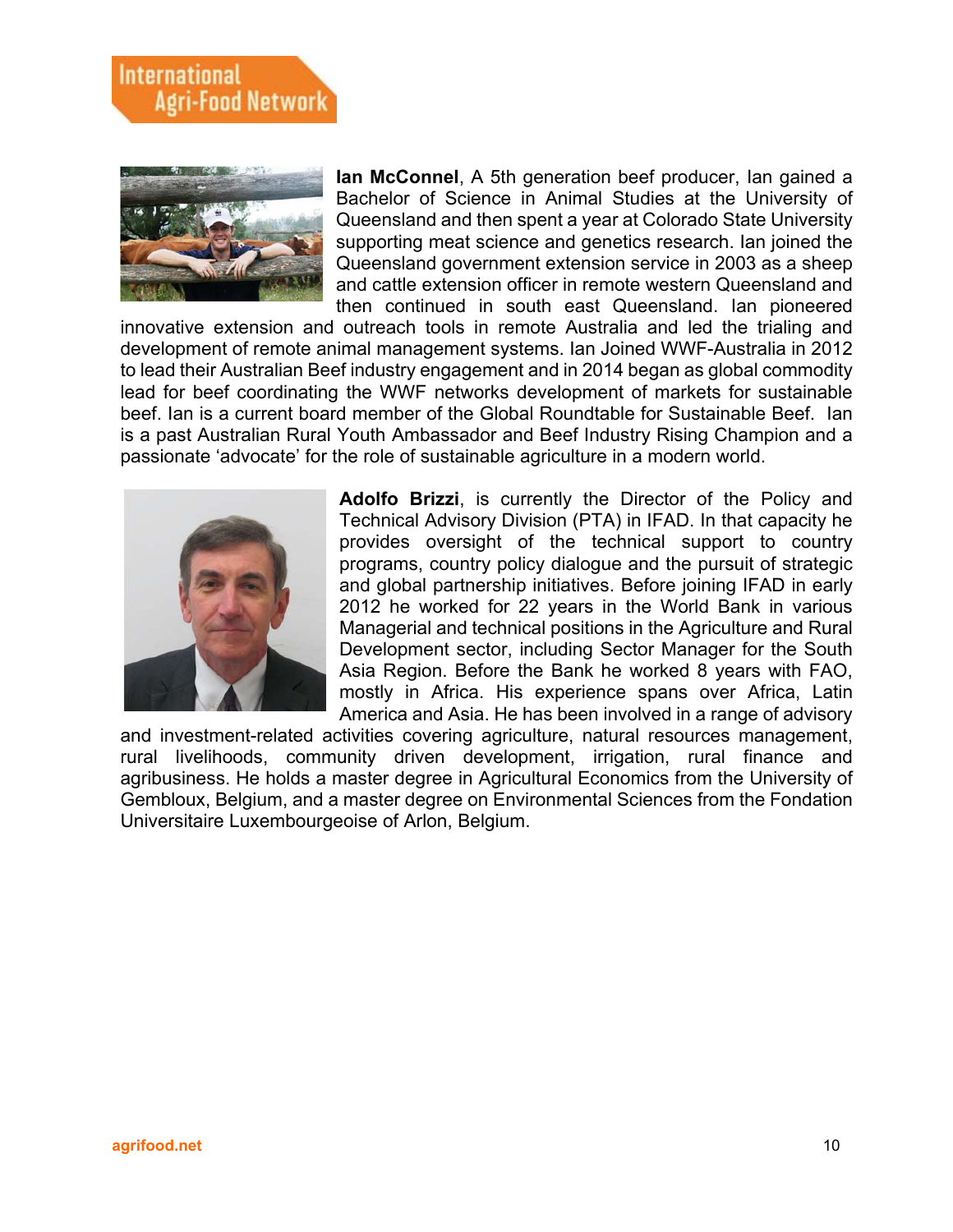**Ian McConnel**, A 5th generation beef producer, Ian gained a Bachelor of Science in Animal Studies at the University of Queensland and then spent a year at Colorado State University supporting meat science and genetics research. Ian joined the Queensland government extension service in 2003 as a sheep and cattle extension officer in remote western Queensland and then continued in south east Queensland. Ian pioneered innovative extension and outreach tools in remote Australia and led the trialing and development of remote animal management systems. Ian Joined WWF-Australia in 2012 to lead their Australian Beef industry engagement and in 2014 began as global commodity lead for beef coordinating the WWF networks development of markets for sustainable beef. Ian is a current board member of the Global Roundtable for Sustainable Beef. Ian is a past Australian Rural Youth Ambassador and Beef Industry Rising Champion and a passionate 'advocate' for the role of sustainable agriculture in a modern world.

**Adolfo Brizzi**, is currently the Director of the Policy and Technical Advisory Division (PTA) in IFAD. In that capacity he provides oversight of the technical support to country programs, country policy dialogue and the pursuit of strategic and global partnership initiatives. Before joining IFAD in early 2012 he worked for 22 years in the World Bank in various Managerial and technical positions in the Agriculture and Rural Development sector, including Sector Manager for the South Asia Region. Before the Bank he worked 8 years with FAO, mostly in Africa. His experience spans over Africa, Latin America and Asia. He has been involved in a range of advisory and investment-related activities covering agriculture, natural resources management, rural livelihoods, community driven development, irrigation, rural finance and agribusiness. He holds a master degree in Agricultural Economics from the University of Gembloux, Belgium, and a master degree on Environmental Sciences from the Fondation Universitaire Luxembourgeoise of Arlon, Belgium.